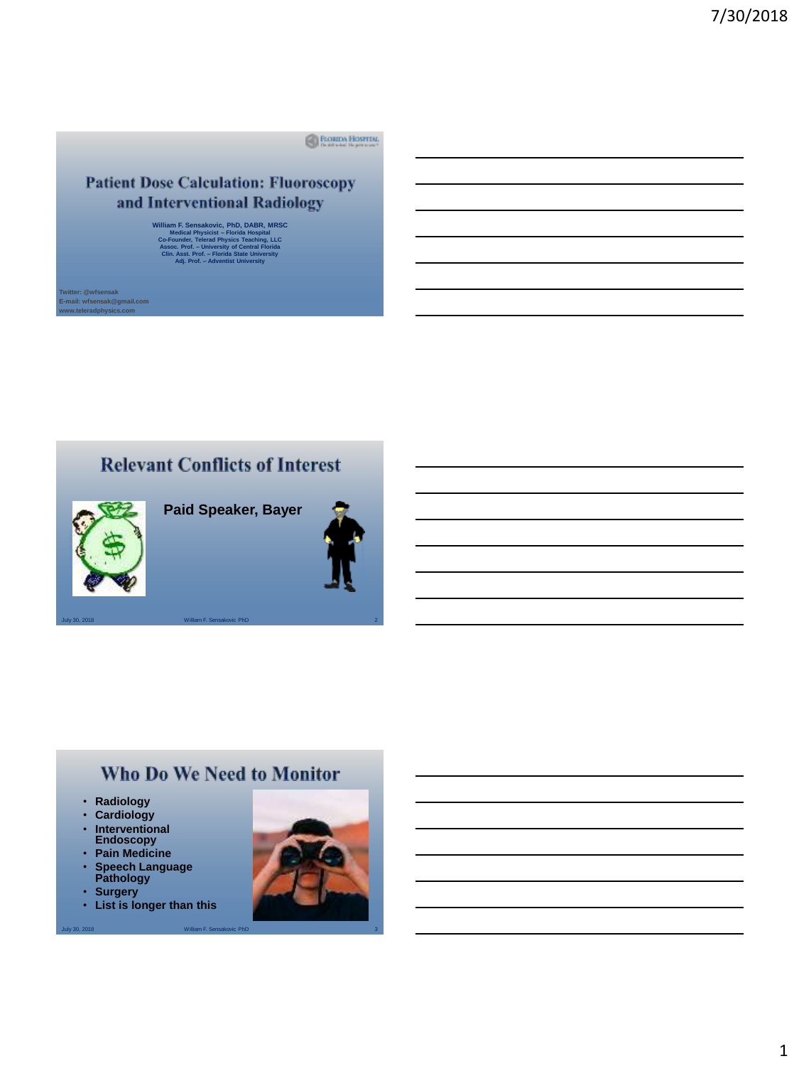# Patient Dose Calculation: Fluoroscopy and Interventional Radiology

**William F. Sensakovic, PhD, DABR, MRSC**
**Medical Physicist – Florida Hospital**
**Co-Founder, Telerad Physics Teaching, LLC**
**Assoc. Prof. – University of Central Florida**
**Clin. Asst. Prof. – Florida State University**
**Adj. Prof. – Adventist University**

**Twitter: @wfsensak**
**E-mail: wfsensak@gmail.com**
**www.teleradphysics.com**

## Relevant Conflicts of Interest

**Paid Speaker, Bayer**

## Who Do We Need to Monitor

- **Radiology**
- **Cardiology**
- **Interventional Endoscopy**
- **Pain Medicine**
- **Speech Language Pathology**
- **Surgery**
- **List is longer than this**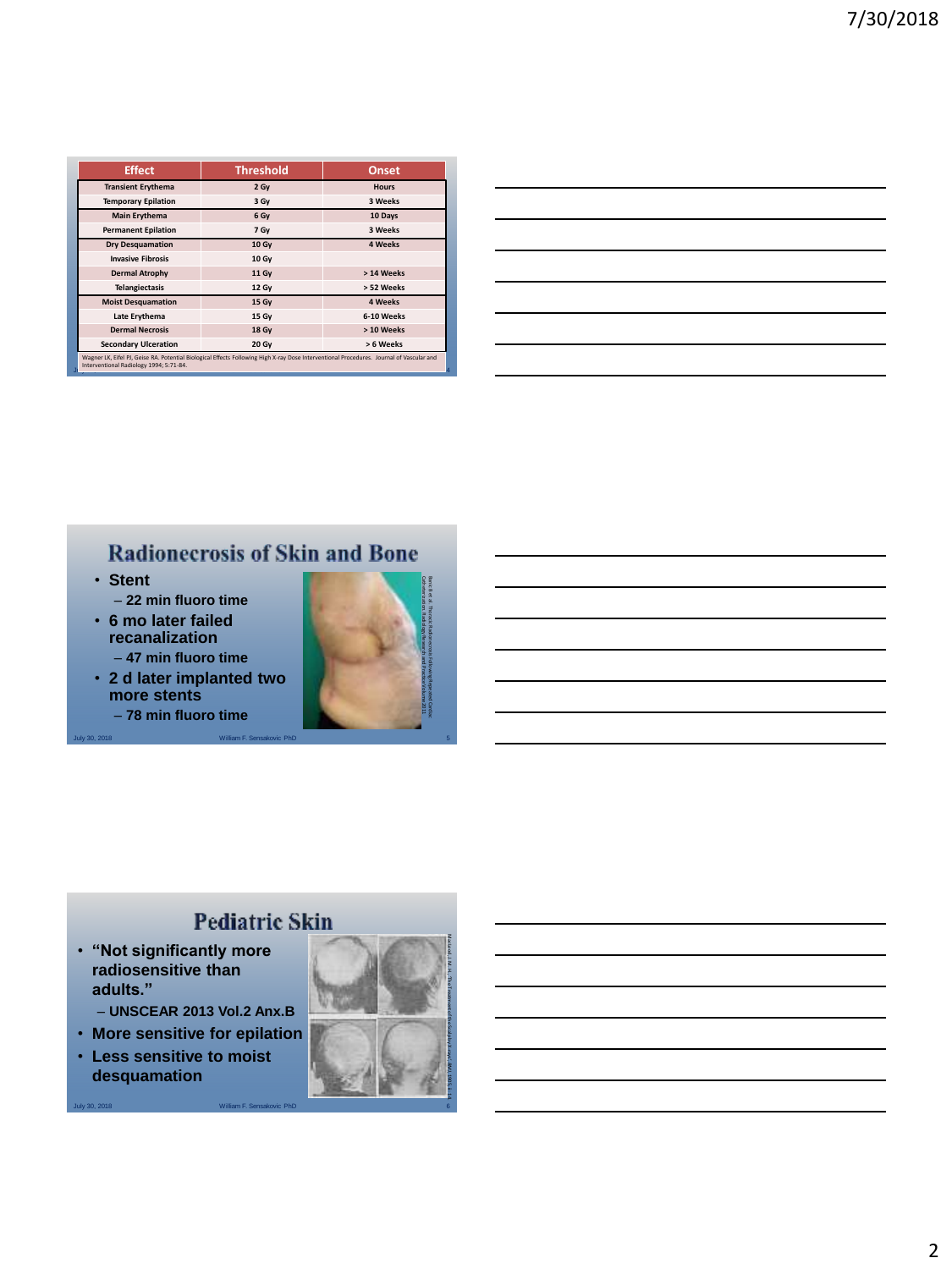| Effect | Threshold | Onset |
|---|---|---|
| Transient Erythema | 2 Gy | Hours |
| Temporary Epilation | 3 Gy | 3 Weeks |
| Main Erythema | 6 Gy | 10 Days |
| Permanent Epilation | 7 Gy | 3 Weeks |
| Dry Desquamation | 10 Gy | 4 Weeks |
| Invasive Fibrosis | 10 Gy | |
| Dermal Atrophy | 11 Gy | > 14 Weeks |
| Telangiectasis | 12 Gy | > 52 Weeks |
| Moist Desquamation | 15 Gy | 4 Weeks |
| Late Erythema | 15 Gy | 6-10 Weeks |
| Dermal Necrosis | 18 Gy | > 10 Weeks |
| Secondary Ulceration | 20 Gy | > 6 Weeks |

Wagner LK, Eifel PJ, Geise RA. Potential Biological Effects Following High X-ray Dose Interventional Procedures. Journal of Vascular and Interventional Radiology 1994; 5:71-84.

## Radionecrosis of Skin and Bone

- **Stent**
  - **22 min fluoro time**
- **6 mo later failed recanalization**
  - **47 min fluoro time**
- **2 d later implanted two more stents**
  - **78 min fluoro time**

Boric B et al. Thoracic Radionecrosis Following Repeated Cardiac Catheterization. Radiology Research and Practice Volume 2011.

July 30, 2018 William F. Sensakovic PhD

## Pediatric Skin

- **"Not significantly more radiosensitive than adults."**
  - **UNSCEAR 2013 Vol.2 Anx.B**
- **More sensitive for epilation**
- **Less sensitive to moist desquamation**

Macleod, J. M. H., "The Treatment of Ringworm of the Scalp by X-rays." BMJ, 1905, 1: 14

July 30, 2018 William F. Sensakovic PhD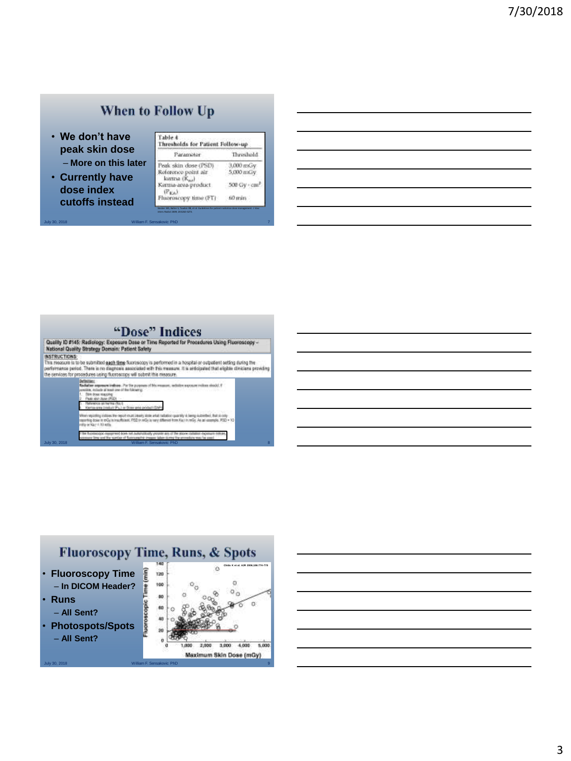## When to Follow Up

- We don't have peak skin dose
  - More on this later
- Currently have dose index cutoffs instead

Table 4
Thresholds for Patient Follow-up

| Parameter | Threshold |
|---|---|
| Peak skin dose (PSD) | 3,000 mGy |
| Reference point air kerma ($K_{a,r}$) | 5,000 mGy |
| Kerma-area-product ($P_{KA}$) | 500 Gy · cm² |
| Fluoroscopy time (FT) | 60 min |

## "Dose" Indices

Quality ID #145: Radiology: Exposure Dose or Time Reported for Procedures Using Fluoroscopy – National Quality Strategy Domain: Patient Safety

INSTRUCTIONS:
This measure is to be submitted each time fluoroscopy is performed in a hospital or outpatient setting during the performance period. There is no diagnosis associated with this measure. It is anticipated that eligible clinicians providing the services for procedures using fluoroscopy will submit this measure.

## Fluoroscopy Time, Runs, & Spots

- Fluoroscopy Time
  - In DICOM Header?
- Runs
  - All Sent?
- Photospots/Spots
  - All Sent?

Chida K et al. AJR 2006;186:774-778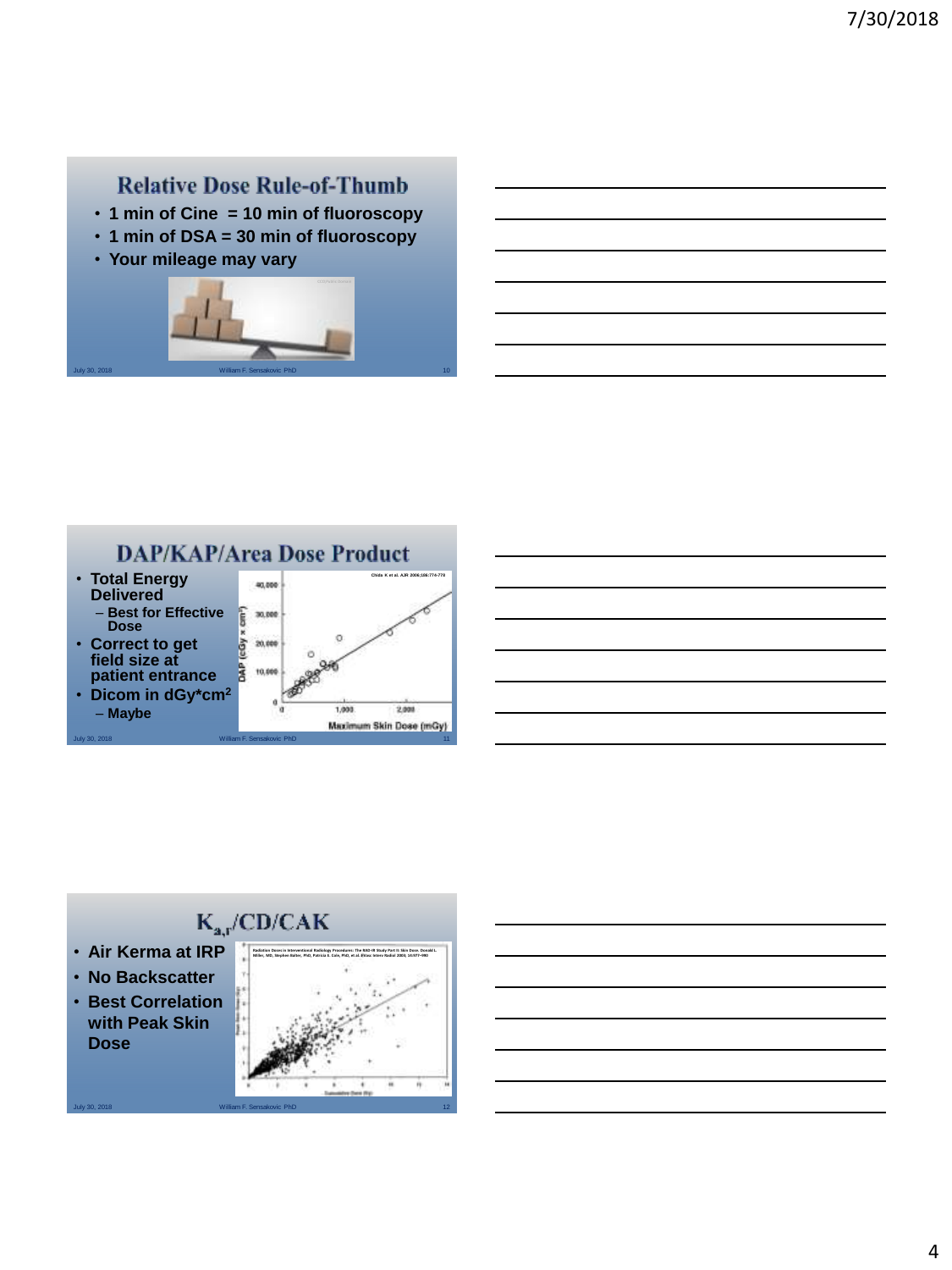## Relative Dose Rule-of-Thumb

- 1 min of Cine = 10 min of fluoroscopy
- 1 min of DSA = 30 min of fluoroscopy
- Your mileage may vary

## DAP/KAP/Area Dose Product

- Total Energy Delivered
  - Best for Effective Dose
- Correct to get field size at patient entrance
- Dicom in $dGy*cm^2$
  - Maybe

Chida K et al. AJR 2006;186:774-778

## $K_{a,r}$/CD/CAK

- Air Kerma at IRP
- No Backscatter
- Best Correlation with Peak Skin Dose

Radiation Doses in Interventional Radiology Procedures: The RAD-IR Study Part II: Skin Dose. Donald L. Miller, MD, Stephen Balter, PhD, Patricia E. Cole, PhD, et al. JVasc Interv Radiol 2003; 14:977–990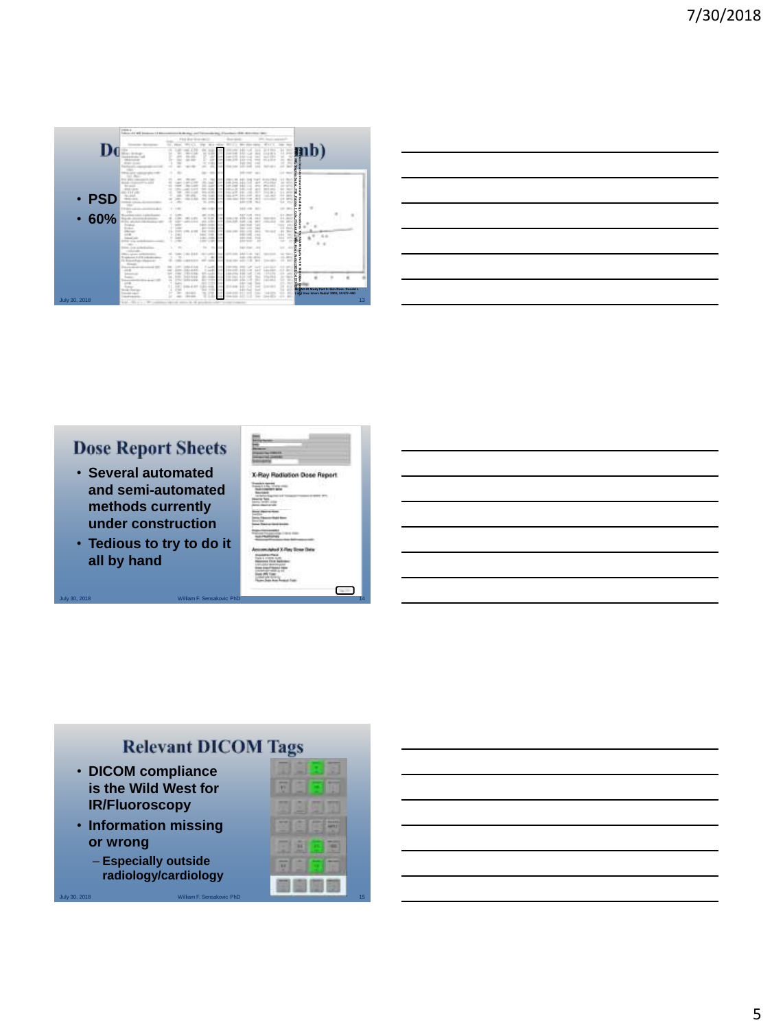## Do... (...mb)

- PSD
- 60%

## Dose Report Sheets

- Several automated and semi-automated methods currently under construction
- Tedious to try to do it all by hand

X-Ray Radiation Dose Report

Accumulated X-Ray Dose Data

## Relevant DICOM Tags

- DICOM compliance is the Wild West for IR/Fluoroscopy
- Information missing or wrong
  - Especially outside radiology/cardiology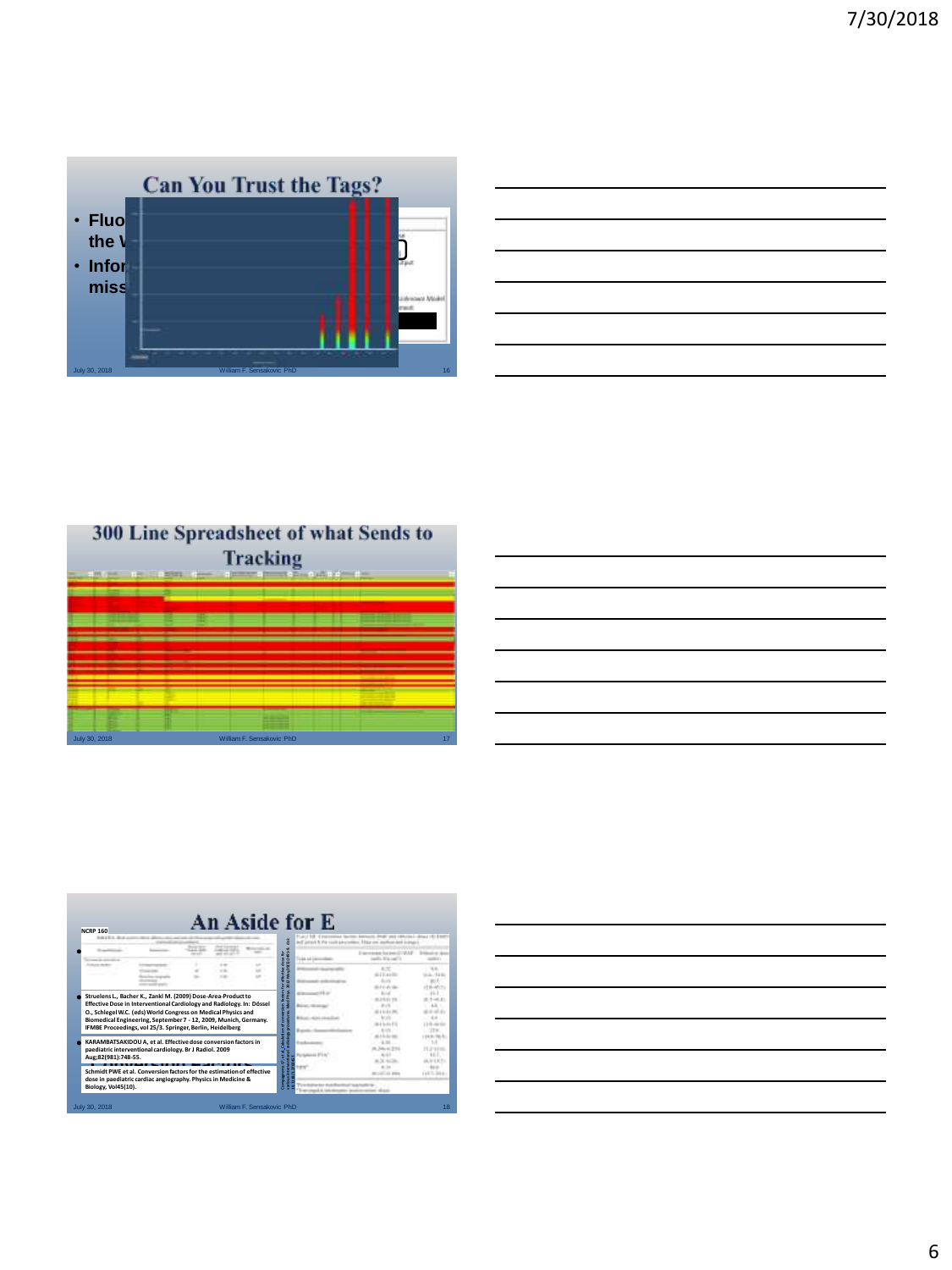## Can You Trust the Tags?

- Fluo... the ...
- Infor... miss...

## 300 Line Spreadsheet of what Sends to Tracking

## An Aside for E

NCRP 160

- Struelens L., Bacher K., Zankl M. (2009) Dose-Area-Product to Effective Dose in Interventional Cardiology and Radiology. In: Dössel O., Schlegel W.C. (eds) World Congress on Medical Physics and Biomedical Engineering, September 7 - 12, 2009, Munich, Germany. IFMBE Proceedings, vol 25/3. Springer, Berlin, Heidelberg
- KARAMBATSAKIDOU A, et al. Effective dose conversion factors in paediatric interventional cardiology. Br J Radiol. 2009 Aug;82(981):748-55.
- Schmidt PWE et al. Conversion factors for the estimation of effective dose in paediatric cardiac angiography. Physics in Medicine & Biology, Vol45(10).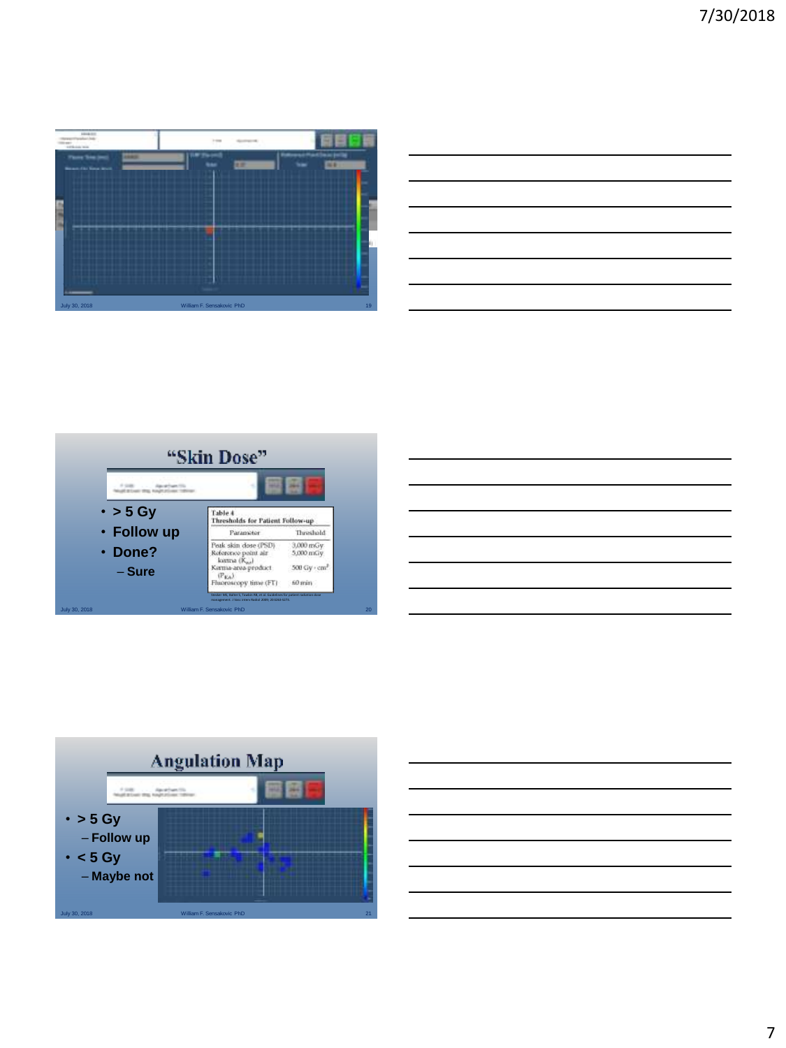## "Skin Dose"

- > 5 Gy
- Follow up
- Done?
  - Sure

Table 4
Thresholds for Patient Follow-up

| Parameter | Threshold |
|---|---|
| Peak skin dose (PSD) | 3,000 mGy |
| Reference point air kerma ($K_{a,r}$) | 5,000 mGy |
| Kerma-area-product ($P_{KA}$) | 500 Gy · cm$^2$ |
| Fluoroscopy time (FT) | 60 min |

## Angulation Map

- > 5 Gy
  - Follow up
- < 5 Gy
  - Maybe not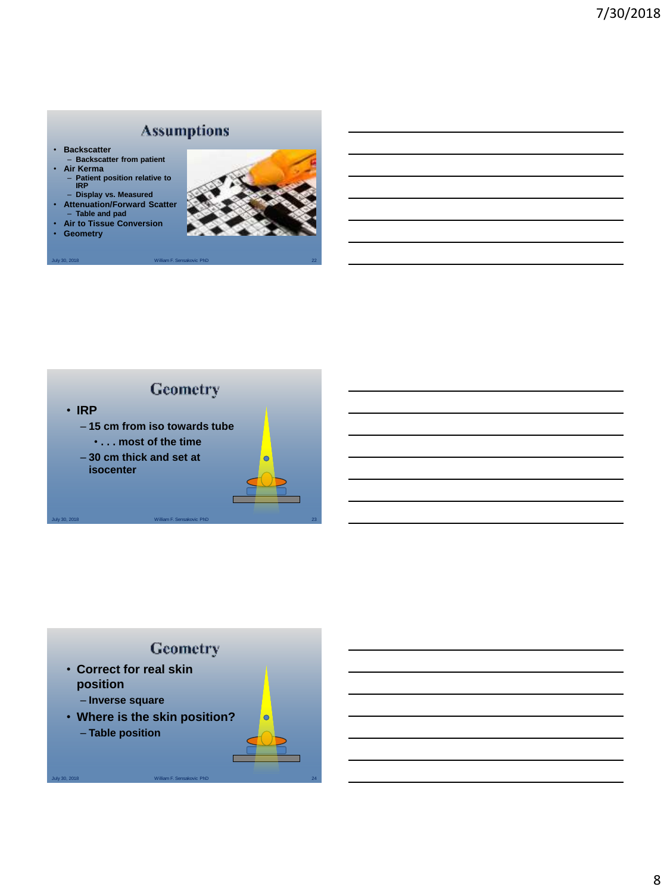## Assumptions

- Backscatter
  - Backscatter from patient
- Air Kerma
  - Patient position relative to IRP
  - Display vs. Measured
- Attenuation/Forward Scatter
  - Table and pad
- Air to Tissue Conversion
- Geometry

## Geometry

- IRP
  - 15 cm from iso towards tube
    - . . . most of the time
  - 30 cm thick and set at isocenter

## Geometry

- Correct for real skin position
  - Inverse square
- Where is the skin position?
  - Table position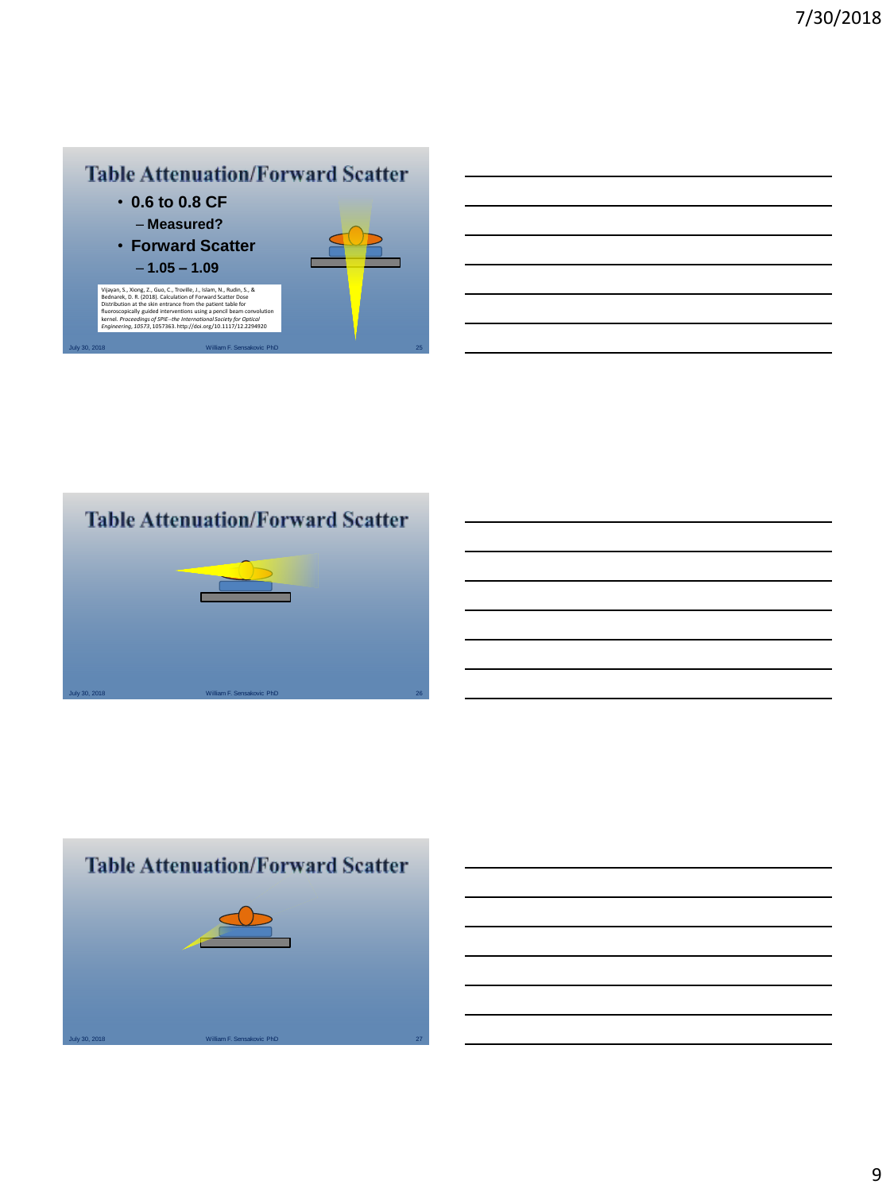## Table Attenuation/Forward Scatter

- 0.6 to 0.8 CF
  - Measured?
- Forward Scatter
  - 1.05 – 1.09

Vijayan, S., Xiong, Z., Guo, C., Troville, J., Islam, N., Rudin, S., & Bednarek, D. R. (2018). Calculation of Forward Scatter Dose Distribution at the skin entrance from the patient table for fluoroscopically guided interventions using a pencil beam convolution kernel. *Proceedings of SPIE--the International Society for Optical Engineering*, *10573*, 1057363. http://doi.org/10.1117/12.2294920

## Table Attenuation/Forward Scatter

## Table Attenuation/Forward Scatter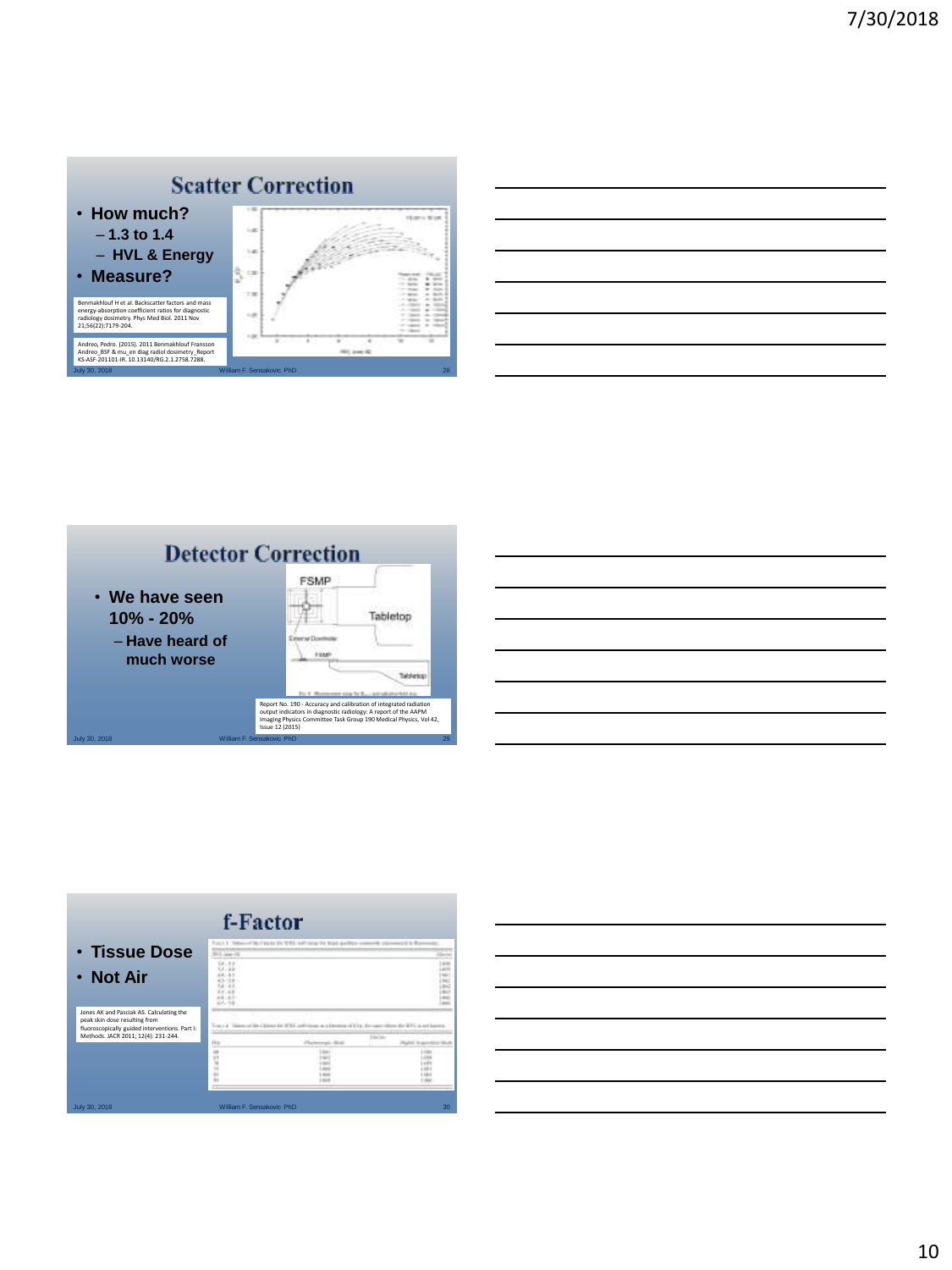## Scatter Correction

- **How much?**
  - 1.3 to 1.4
  - HVL & Energy
- **Measure?**

Benmakhlouf H et al. Backscatter factors and mass energy-absorption coefficient ratios for diagnostic radiology dosimetry. Phys Med Biol. 2011 Nov 21;56(22):7179-204.

Andreo, Pedro. (2015). 2011 Benmakhlouf Fransson Andreo_BSF & mu_en diag radiol dosimetry_Report KS-ASF-201101-IR. 10.13140/RG.2.1.2758.7288.

## Detector Correction

- **We have seen 10% - 20%**
  - Have heard of much worse

FSMP

Tabletop

External Dosimeter

Report No. 190 - Accuracy and calibration of integrated radiation output indicators in diagnostic radiology: A report of the AAPM Imaging Physics Committee Task Group 190 Medical Physics, Vol 42, Issue 12 (2015)

## f-Factor

- **Tissue Dose**
- **Not Air**

Jones AK and Pasciak AS. Calculating the peak skin dose resulting from fluoroscopically guided interventions. Part I: Methods. JACR 2011; 12(4): 231-244.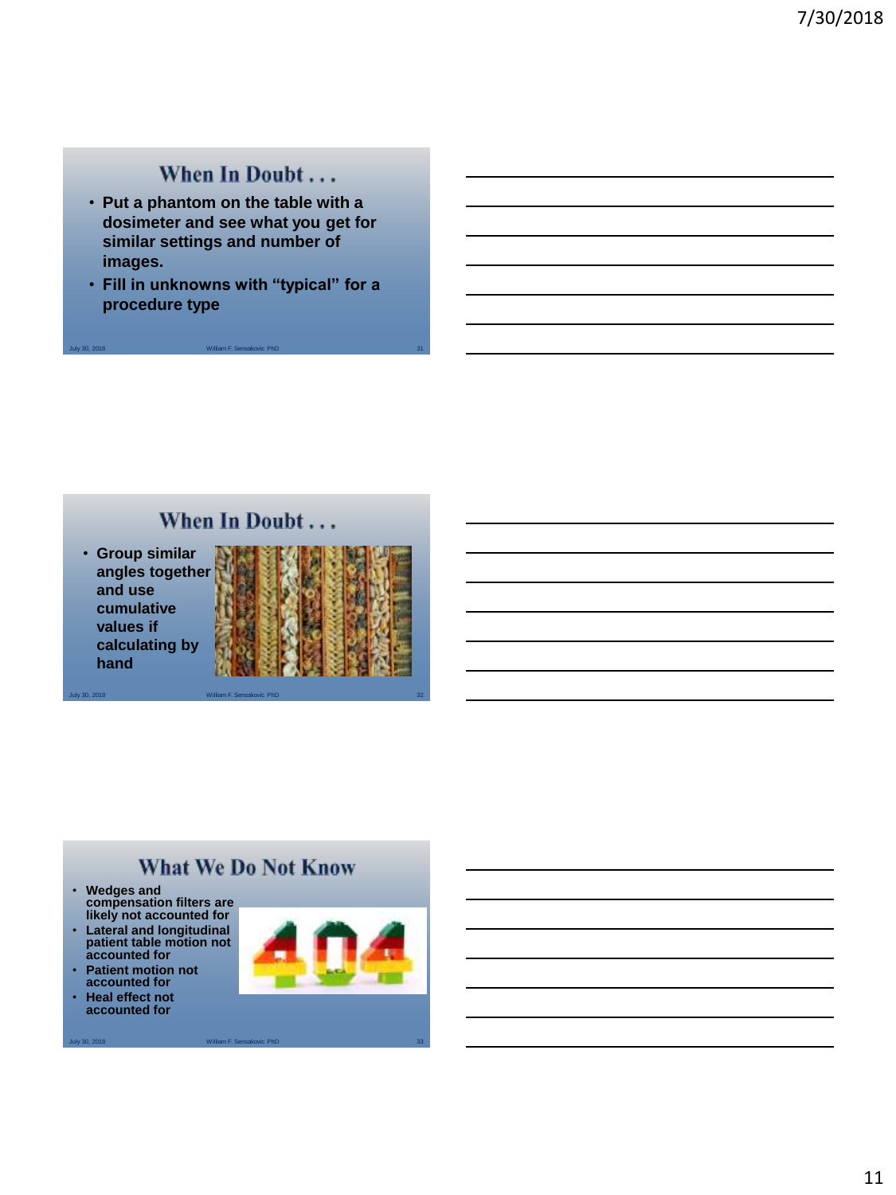## When In Doubt . . .

- Put a phantom on the table with a dosimeter and see what you get for similar settings and number of images.
- Fill in unknowns with "typical" for a procedure type

## When In Doubt . . .

- Group similar angles together and use cumulative values if calculating by hand

## What We Do Not Know

- Wedges and compensation filters are likely not accounted for
- Lateral and longitudinal patient table motion not accounted for
- Patient motion not accounted for
- Heal effect not accounted for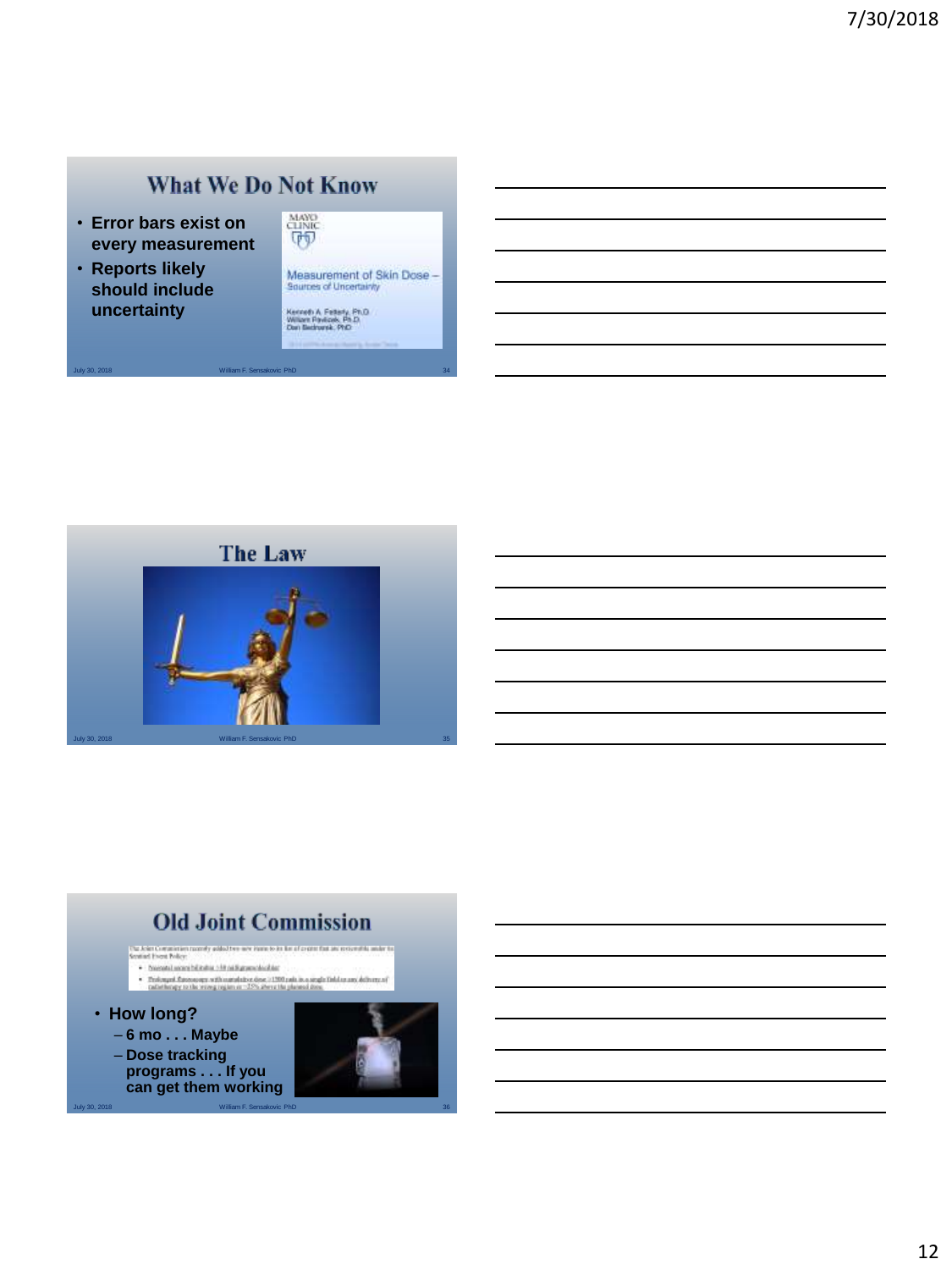## What We Do Not Know

- Error bars exist on every measurement
- Reports likely should include uncertainty

MAYO CLINIC

Measurement of Skin Dose – Sources of Uncertainty

Kenneth A. Fetterly, Ph.D.
William Pavlicek, Ph.D.
Dan Bednarek, PhD

## The Law

## Old Joint Commission

- How long?
  - 6 mo . . . Maybe
  - Dose tracking programs . . . If you can get them working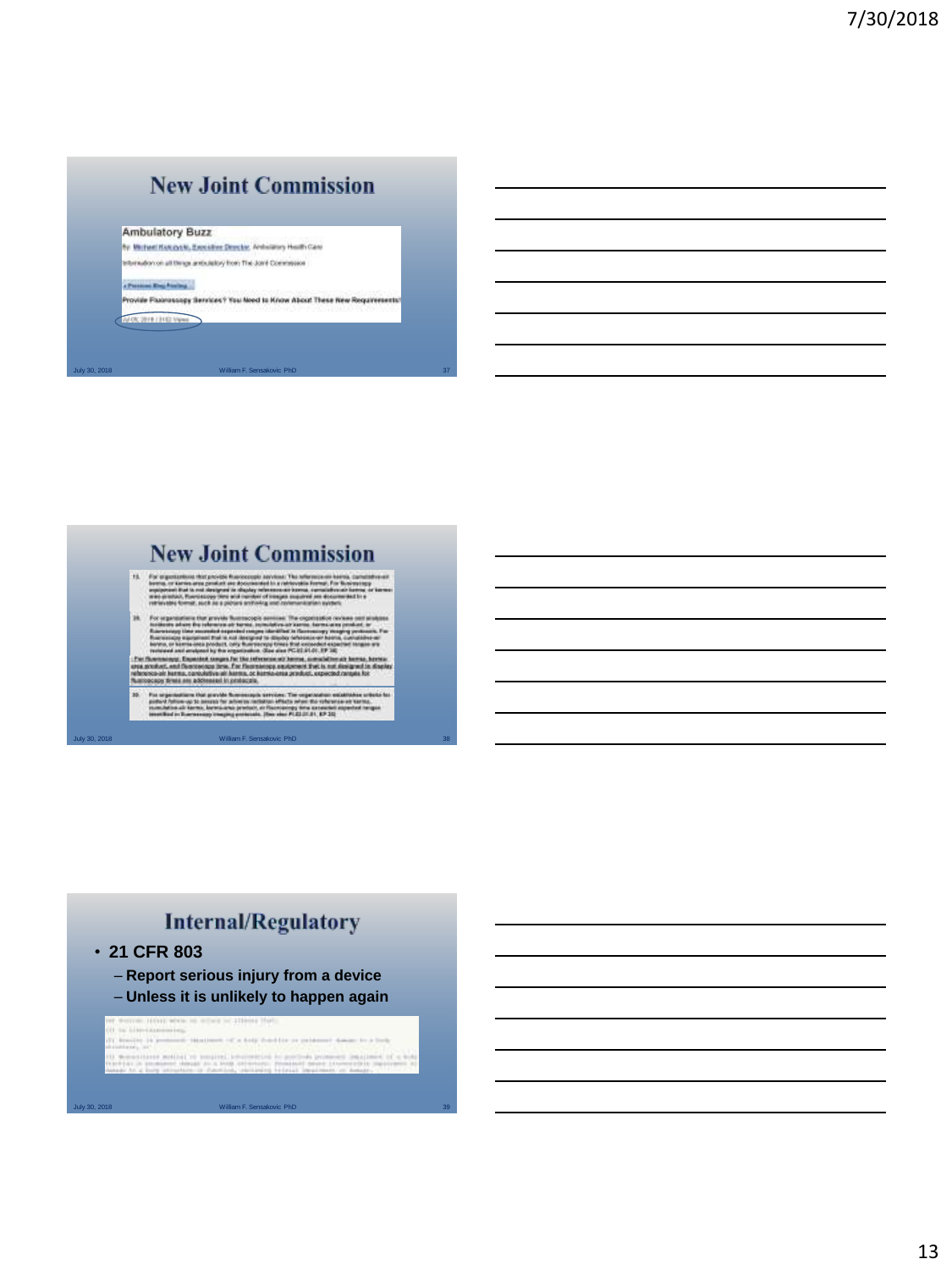## New Joint Commission

Ambulatory Buzz

By Michael Kulczycki, Executive Director, Ambulatory Health Care

Information on all things ambulatory from The Joint Commission

Provide Fluoroscopy Services? You Need to Know About These New Requirements!

## New Joint Commission

13. For organizations that provide fluoroscopic services: The reference-air kerma, cumulative-air kerma, or kerma-area product are documented in a retrievable format. For fluoroscopy equipment that is not designed to display reference-air kerma, cumulative-air kerma, or kerma-area product, fluoroscopy time and number of images acquired are documented in a retrievable format, such as a picture archiving and communication system.

28. For organizations that provide fluoroscopic services: The organization reviews and analyzes incidents where the reference-air kerma, cumulative-air kerma, kerma-area product, or fluoroscopy time exceeded expected ranges identified in fluoroscopy imaging protocols. For fluoroscopy equipment that is not designed to display reference-air kerma, cumulative-air kerma, or kerma-area product, only fluoroscopy times that exceeded expected ranges are reviewed and analyzed by the organization. (See also PC.02.01.01, EP 38)

For fluoroscopy: Expected ranges for the reference-air kerma, cumulative-air kerma, kerma-area product, and fluoroscopy time. For fluoroscopy equipment that is not designed to display reference-air kerma, cumulative-air kerma, or kerma-area product, expected ranges for fluoroscopy times are addressed in protocols.

29. For organizations that provide fluoroscopic services: The organization establishes criteria for patient follow-up to assess for adverse radiation effects when the reference-air kerma, cumulative-air kerma, kerma-area product, or fluoroscopy time exceeded expected ranges identified in fluoroscopy imaging protocols. (See also PC.02.01.01, EP 20)

## Internal/Regulatory

- **21 CFR 803**
  - **Report serious injury from a device**
  - **Unless it is unlikely to happen again**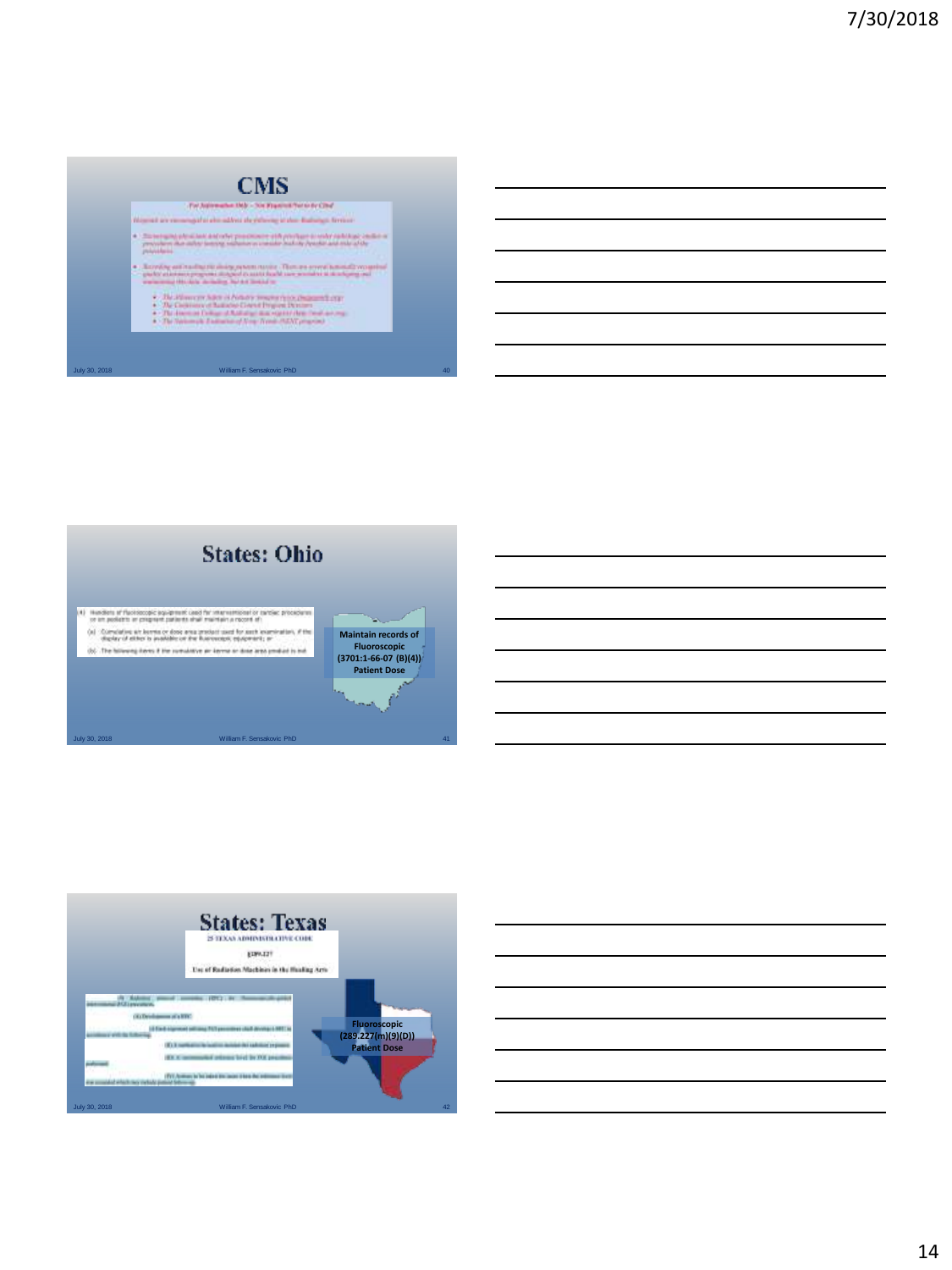## CMS

*For Information Only – Not Required/Not to be Cited*

*Hospitals are encouraged to also address the following in their Radiologic Services:*

- *Encouraging physicians and other practitioners with privileges to order radiologic studies or procedures that utilize ionizing radiation to consider both the benefit and risks of the procedures.*
- *Recording and tracking the dosing patients receive. There are several nationally recognized quality assurance programs designed to assist health care providers in developing and maintaining this data, including, but not limited to:*
  - *The Alliance for Safety in Pediatric Imaging (www.ImageGently.org)*
  - *The Conference of Radiation Control Program Directors*
  - *The American College of Radiology dose registry (http://nrdr.acr.org)*
  - *The Nationwide Evaluation of X-ray Trends (NEXT program)*

## States: Ohio

(4) Handlers of fluoroscopic equipment used for interventional or cardiac procedures or on pediatric or pregnant patients shall maintain a record of:

(a) Cumulative air kerma or dose area product used for each examination, if the display of either is available on the fluoroscopic equipment; or

(b) The following items if the cumulative air kerma or dose area product is not

**Maintain records of Fluoroscopic (3701:1-66-07 (B)(4)) Patient Dose**

## States: Texas

25 TEXAS ADMINISTRATIVE CODE

§289.227

Use of Radiation Machines in the Healing Arts

**Fluoroscopic (289.227(m)(9)(D)) Patient Dose**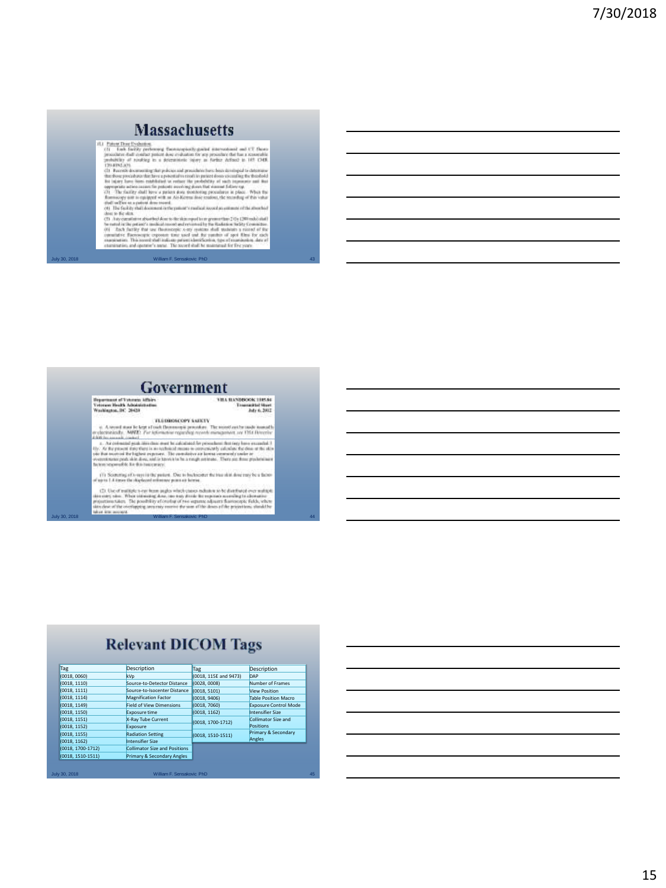## Massachusetts

(L) Patient Dose Evaluation

(1) Each facility performing fluoroscopically-guided interventional and CT fluoro procedures shall conduct patient dose evaluation for any procedure that has a reasonable probability of resulting in a deterministic injury as further defined in 105 CMR 120.405(L)(5).

(2) Records documenting that policies and procedures have been developed to determine that those procedures that have a potential to result in patient doses exceeding the threshold for injury have been established to reduce the probability of such exposures and that appropriate action occurs for patients receiving doses that warrant follow-up.

(3) The facility shall have a patient dose monitoring procedure in place. When the fluoroscopy unit is equipped with an Air-Kerma dose readout, the recording of this value shall suffice as a patient dose record.

(4) The facility shall document in the patient's medical record an estimate of the absorbed dose to the skin.

(5) Any cumulative absorbed dose to the skin equal to or greater than 2 Gy (200 rads) shall be noted in the patient's medical record and reviewed by the Radiation Safety Committee.

(6) Each facility that use fluoroscopic x-ray systems shall maintain a record of the cumulative fluoroscopic exposure time used and the number of spot films for each examination. This record shall indicate patient identification, type of examination, date of examination, and operator's name. The record shall be maintained for five years.

## Government

Department of Veterans Affairs
Veterans Health Administration
Washington, DC 20420

VHA HANDBOOK 1105.04
Transmittal Sheet
July 6, 2012

FLUOROSCOPY SAFETY

c. A record must be kept of each fluoroscopic procedure. The record can be made manually or electronically. **NOTE:** *For information regarding records management, see VHA Directive 6300 (in records control).*

a. An estimated peak skin dose must be calculated for procedures that may have exceeded 3 Gy. At the present time there is no technical means to conveniently calculate the dose at the skin site that received the highest exposure. The cumulative air kerma commonly under or overestimates peak skin dose, and is known to be a rough estimate. There are three predominant factors responsible for this inaccuracy:

(1) Scattering of x-rays in the patient. Due to backscatter the true skin dose may be a factor of up to 1.4 times the displayed reference point air kerma.

(2) Use of multiple x-ray beam angles which causes radiation to be distributed over multiple skin entry sites. When estimating dose, one may divide the exposure according to alternative projections taken. The possibility of overlap of two separate adjacent fluoroscopic fields, where skin dose of the overlapping area may receive the sum of the doses of the projections, should be taken into account.

## Relevant DICOM Tags

| Tag | Description |
|---|---|
| (0018, 0060) | kVp |
| (0018, 1110) | Source-to-Detector Distance |
| (0018, 1111) | Source-to-Isocenter Distance |
| (0018, 1114) | Magnification Factor |
| (0018, 1149) | Field of View Dimensions |
| (0018, 1150) | Exposure time |
| (0018, 1151) | X-Ray Tube Current |
| (0018, 1152) | Exposure |
| (0018, 1155) | Radiation Setting |
| (0018, 1162) | Intensifier Size |
| (0018, 1700-1712) | Collimator Size and Positions |
| (0018, 1510-1511) | Primary & Secondary Angles |

| Tag | Description |
|---|---|
| (0018, 115E and 9473) | DAP |
| (0028, 0008) | Number of Frames |
| (0018, 5101) | View Position |
| (0018, 9406) | Table Position Macro |
| (0018, 7060) | Exposure Control Mode |
| (0018, 1162) | Intensifier Size |
| (0018, 1700-1712) | Collimator Size and Positions |
| (0018, 1510-1511) | Primary & Secondary Angles |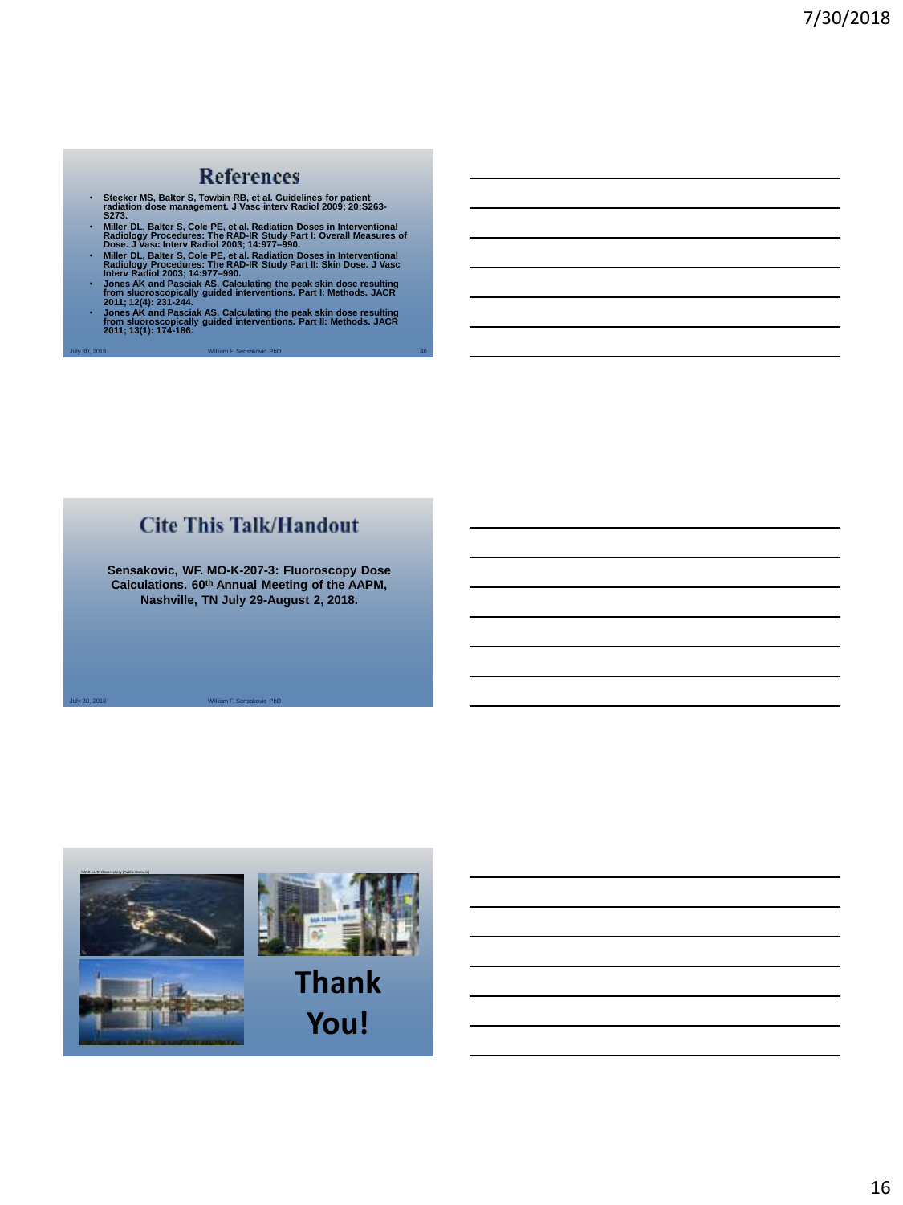## References

- Stecker MS, Balter S, Towbin RB, et al. Guidelines for patient radiation dose management. J Vasc interv Radiol 2009; 20:S263-S273.
- Miller DL, Balter S, Cole PE, et al. Radiation Doses in Interventional Radiology Procedures: The RAD-IR Study Part I: Overall Measures of Dose. J Vasc Interv Radiol 2003; 14:977–990.
- Miller DL, Balter S, Cole PE, et al. Radiation Doses in Interventional Radiology Procedures: The RAD-IR Study Part II: Skin Dose. J Vasc Interv Radiol 2003; 14:977–990.
- Jones AK and Pasciak AS. Calculating the peak skin dose resulting from sluoroscopically guided interventions. Part I: Methods. JACR 2011; 12(4): 231-244.
- Jones AK and Pasciak AS. Calculating the peak skin dose resulting from sluoroscopically guided interventions. Part II: Methods. JACR 2011; 13(1): 174-186.

## Cite This Talk/Handout

**Sensakovic, WF. MO-K-207-3: Fluoroscopy Dose Calculations. 60th Annual Meeting of the AAPM, Nashville, TN July 29-August 2, 2018.**

NASA Earth Observatory (Public Domain)

# Thank You!